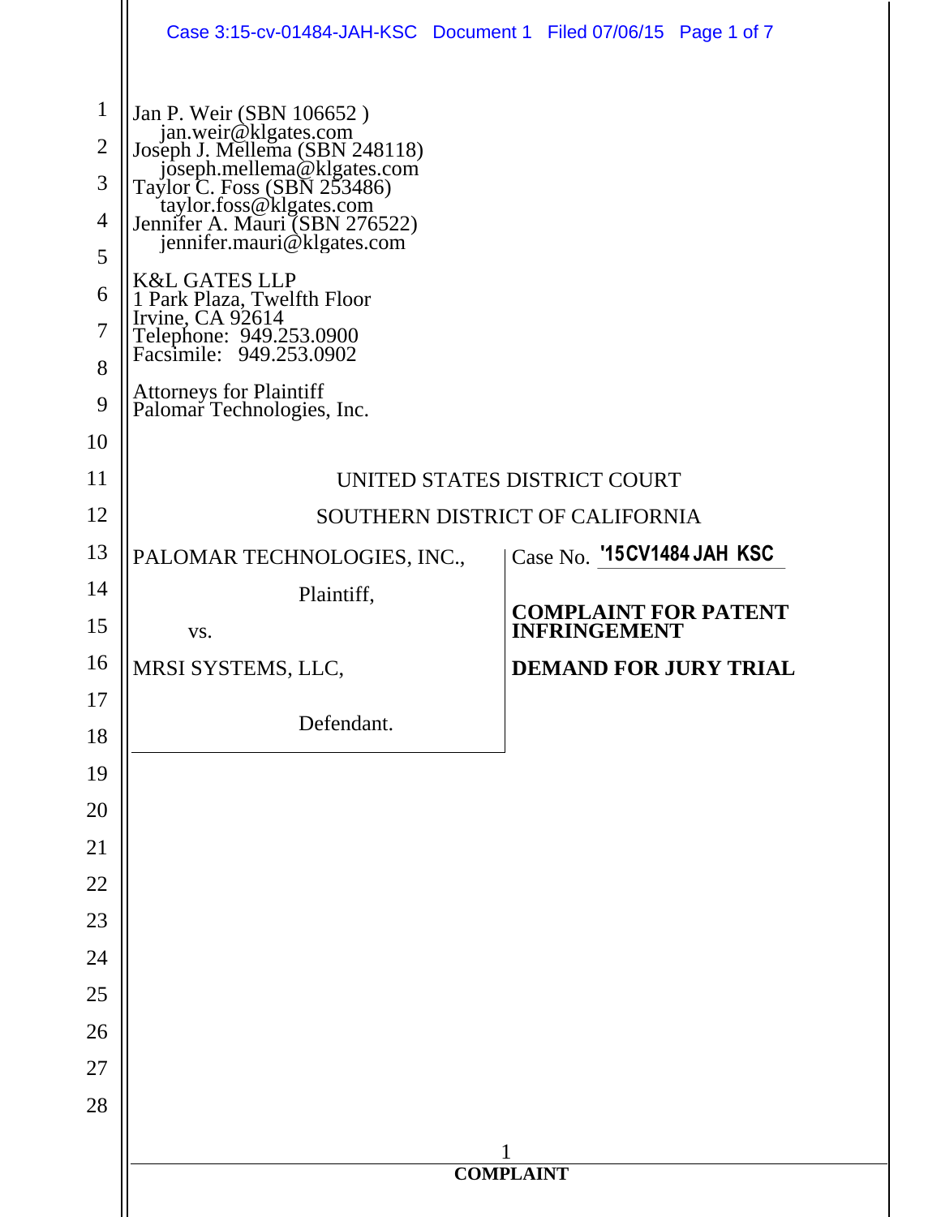Jan P. Weir (SBN 106652 )
jan.weir@klgates.com
Joseph J. Mellema (SBN 248118)
joseph.mellema@klgates.com
Taylor C. Foss (SBN 253486)
taylor.foss@klgates.com
Jennifer A. Mauri (SBN 276522)
jennifer.mauri@klgates.com

K&L GATES LLP
1 Park Plaza, Twelfth Floor
Irvine, CA 92614
Telephone: 949.253.0900
Facsimile: 949.253.0902

Attorneys for Plaintiff
Palomar Technologies, Inc.

UNITED STATES DISTRICT COURT

SOUTHERN DISTRICT OF CALIFORNIA

PALOMAR TECHNOLOGIES, INC.,

Plaintiff,

vs.

MRSI SYSTEMS, LLC,

Defendant.

Case No. '15CV1484 JAH KSC

**COMPLAINT FOR PATENT INFRINGEMENT**

**DEMAND FOR JURY TRIAL**

**COMPLAINT**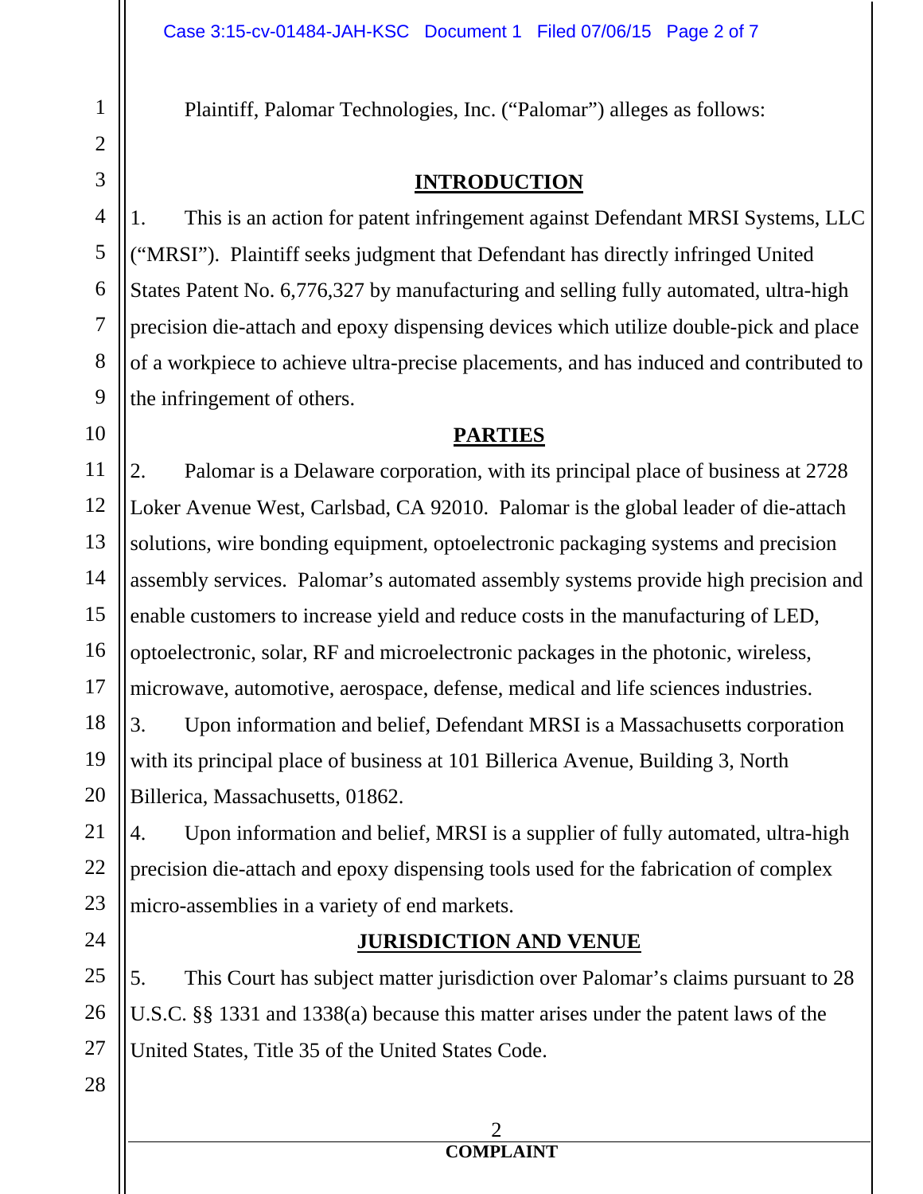Plaintiff, Palomar Technologies, Inc. (“Palomar”) alleges as follows:

## INTRODUCTION

1. This is an action for patent infringement against Defendant MRSI Systems, LLC (“MRSI”). Plaintiff seeks judgment that Defendant has directly infringed United States Patent No. 6,776,327 by manufacturing and selling fully automated, ultra-high precision die-attach and epoxy dispensing devices which utilize double-pick and place of a workpiece to achieve ultra-precise placements, and has induced and contributed to the infringement of others.

## PARTIES

2. Palomar is a Delaware corporation, with its principal place of business at 2728 Loker Avenue West, Carlsbad, CA 92010. Palomar is the global leader of die-attach solutions, wire bonding equipment, optoelectronic packaging systems and precision assembly services. Palomar’s automated assembly systems provide high precision and enable customers to increase yield and reduce costs in the manufacturing of LED, optoelectronic, solar, RF and microelectronic packages in the photonic, wireless, microwave, automotive, aerospace, defense, medical and life sciences industries.

3. Upon information and belief, Defendant MRSI is a Massachusetts corporation with its principal place of business at 101 Billerica Avenue, Building 3, North Billerica, Massachusetts, 01862.

4. Upon information and belief, MRSI is a supplier of fully automated, ultra-high precision die-attach and epoxy dispensing tools used for the fabrication of complex micro-assemblies in a variety of end markets.

## JURISDICTION AND VENUE

5. This Court has subject matter jurisdiction over Palomar’s claims pursuant to 28 U.S.C. §§ 1331 and 1338(a) because this matter arises under the patent laws of the United States, Title 35 of the United States Code.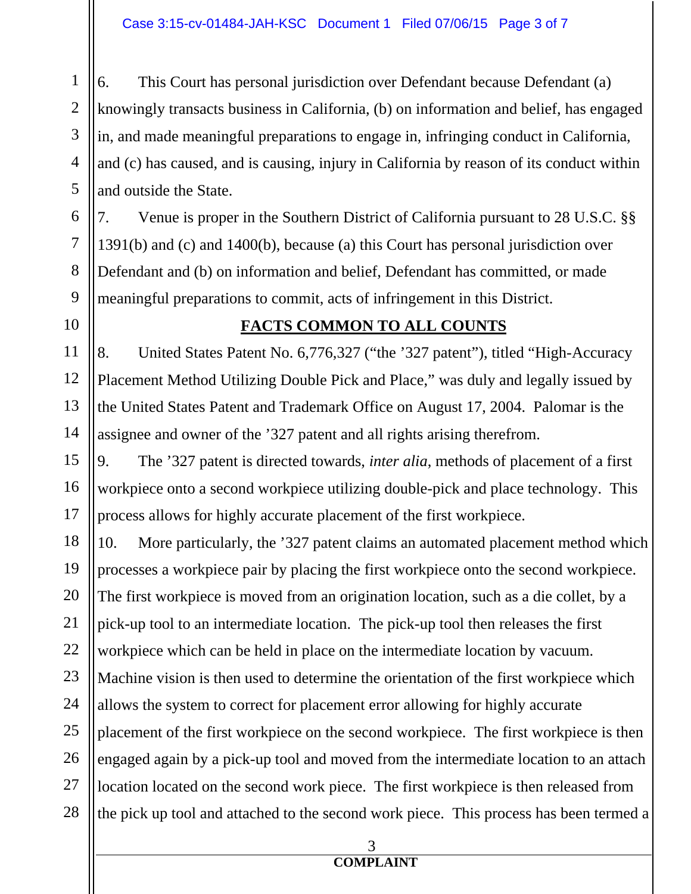6. This Court has personal jurisdiction over Defendant because Defendant (a) knowingly transacts business in California, (b) on information and belief, has engaged in, and made meaningful preparations to engage in, infringing conduct in California, and (c) has caused, and is causing, injury in California by reason of its conduct within and outside the State.

7. Venue is proper in the Southern District of California pursuant to 28 U.S.C. §§ 1391(b) and (c) and 1400(b), because (a) this Court has personal jurisdiction over Defendant and (b) on information and belief, Defendant has committed, or made meaningful preparations to commit, acts of infringement in this District.

## FACTS COMMON TO ALL COUNTS

8. United States Patent No. 6,776,327 ("the '327 patent"), titled "High-Accuracy Placement Method Utilizing Double Pick and Place," was duly and legally issued by the United States Patent and Trademark Office on August 17, 2004. Palomar is the assignee and owner of the '327 patent and all rights arising therefrom.

9. The '327 patent is directed towards, *inter alia*, methods of placement of a first workpiece onto a second workpiece utilizing double-pick and place technology. This process allows for highly accurate placement of the first workpiece.

10. More particularly, the '327 patent claims an automated placement method which processes a workpiece pair by placing the first workpiece onto the second workpiece. The first workpiece is moved from an origination location, such as a die collet, by a pick-up tool to an intermediate location. The pick-up tool then releases the first workpiece which can be held in place on the intermediate location by vacuum. Machine vision is then used to determine the orientation of the first workpiece which allows the system to correct for placement error allowing for highly accurate placement of the first workpiece on the second workpiece. The first workpiece is then engaged again by a pick-up tool and moved from the intermediate location to an attach location located on the second work piece. The first workpiece is then released from the pick up tool and attached to the second work piece. This process has been termed a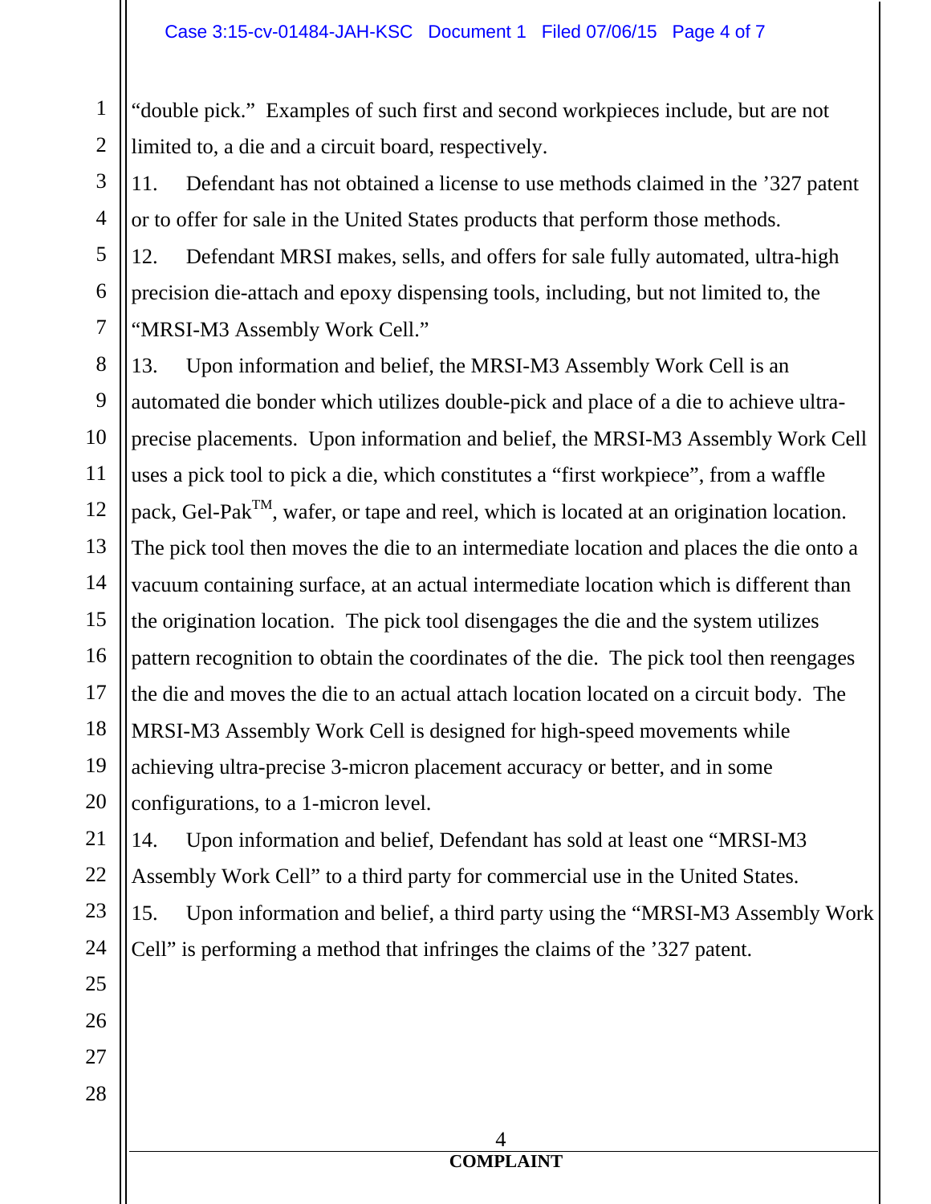"double pick." Examples of such first and second workpieces include, but are not limited to, a die and a circuit board, respectively.

11. Defendant has not obtained a license to use methods claimed in the '327 patent or to offer for sale in the United States products that perform those methods.

12. Defendant MRSI makes, sells, and offers for sale fully automated, ultra-high precision die-attach and epoxy dispensing tools, including, but not limited to, the "MRSI-M3 Assembly Work Cell."

13. Upon information and belief, the MRSI-M3 Assembly Work Cell is an automated die bonder which utilizes double-pick and place of a die to achieve ultra-precise placements. Upon information and belief, the MRSI-M3 Assembly Work Cell uses a pick tool to pick a die, which constitutes a "first workpiece", from a waffle pack, Gel-Pak™, wafer, or tape and reel, which is located at an origination location. The pick tool then moves the die to an intermediate location and places the die onto a vacuum containing surface, at an actual intermediate location which is different than the origination location. The pick tool disengages the die and the system utilizes pattern recognition to obtain the coordinates of the die. The pick tool then reengages the die and moves the die to an actual attach location located on a circuit body. The MRSI-M3 Assembly Work Cell is designed for high-speed movements while achieving ultra-precise 3-micron placement accuracy or better, and in some configurations, to a 1-micron level.

14. Upon information and belief, Defendant has sold at least one "MRSI-M3 Assembly Work Cell" to a third party for commercial use in the United States.

15. Upon information and belief, a third party using the "MRSI-M3 Assembly Work Cell" is performing a method that infringes the claims of the '327 patent.

**COMPLAINT**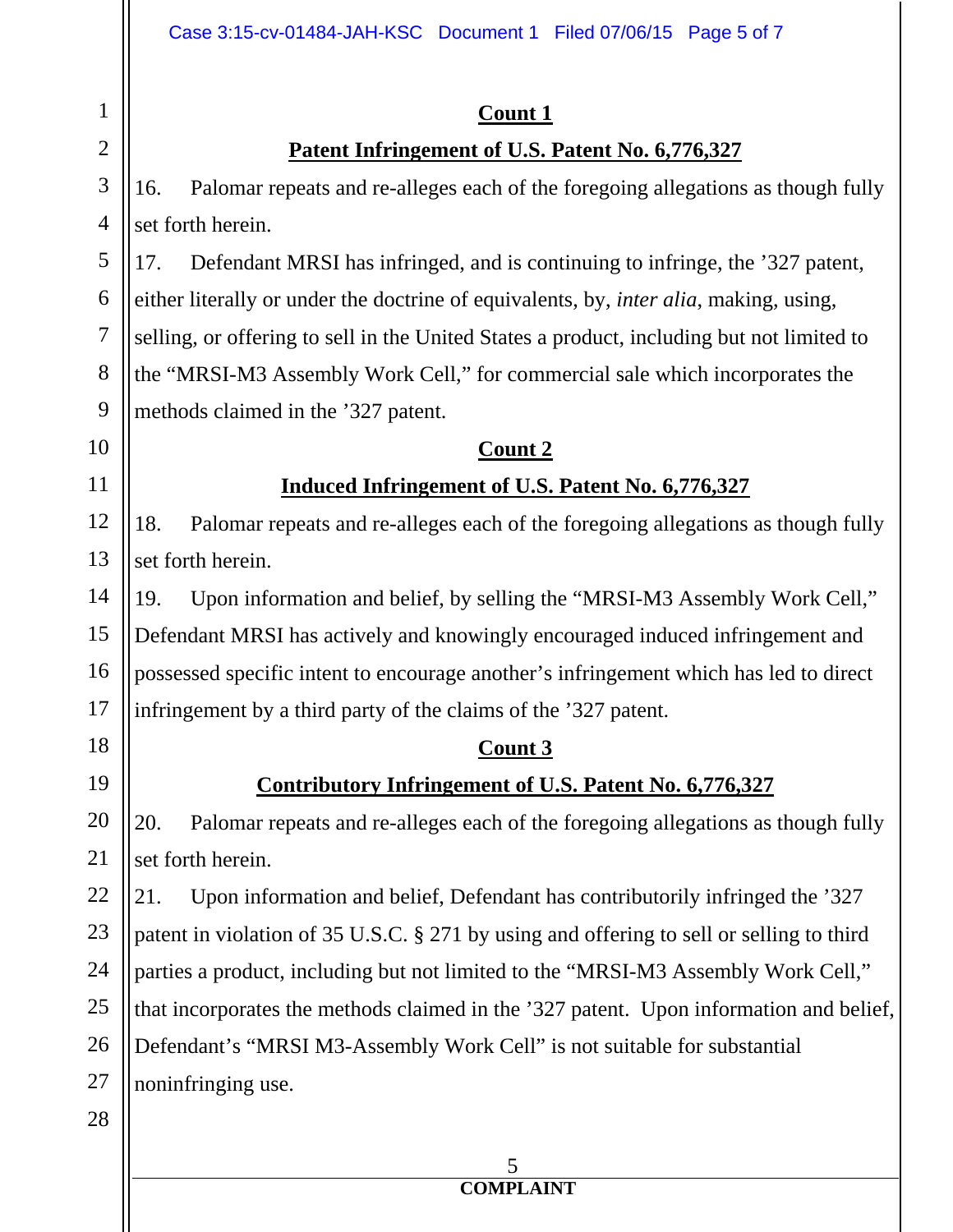**Count 1**

**Patent Infringement of U.S. Patent No. 6,776,327**

16. Palomar repeats and re-alleges each of the foregoing allegations as though fully set forth herein.

17. Defendant MRSI has infringed, and is continuing to infringe, the ’327 patent, either literally or under the doctrine of equivalents, by, *inter alia*, making, using, selling, or offering to sell in the United States a product, including but not limited to the “MRSI-M3 Assembly Work Cell,” for commercial sale which incorporates the methods claimed in the ’327 patent.

**Count 2**

**Induced Infringement of U.S. Patent No. 6,776,327**

18. Palomar repeats and re-alleges each of the foregoing allegations as though fully set forth herein.

19. Upon information and belief, by selling the “MRSI-M3 Assembly Work Cell,” Defendant MRSI has actively and knowingly encouraged induced infringement and possessed specific intent to encourage another’s infringement which has led to direct infringement by a third party of the claims of the ’327 patent.

**Count 3**

**Contributory Infringement of U.S. Patent No. 6,776,327**

20. Palomar repeats and re-alleges each of the foregoing allegations as though fully set forth herein.

21. Upon information and belief, Defendant has contributorily infringed the ’327 patent in violation of 35 U.S.C. § 271 by using and offering to sell or selling to third parties a product, including but not limited to the “MRSI-M3 Assembly Work Cell,” that incorporates the methods claimed in the ’327 patent. Upon information and belief, Defendant’s “MRSI M3-Assembly Work Cell” is not suitable for substantial noninfringing use.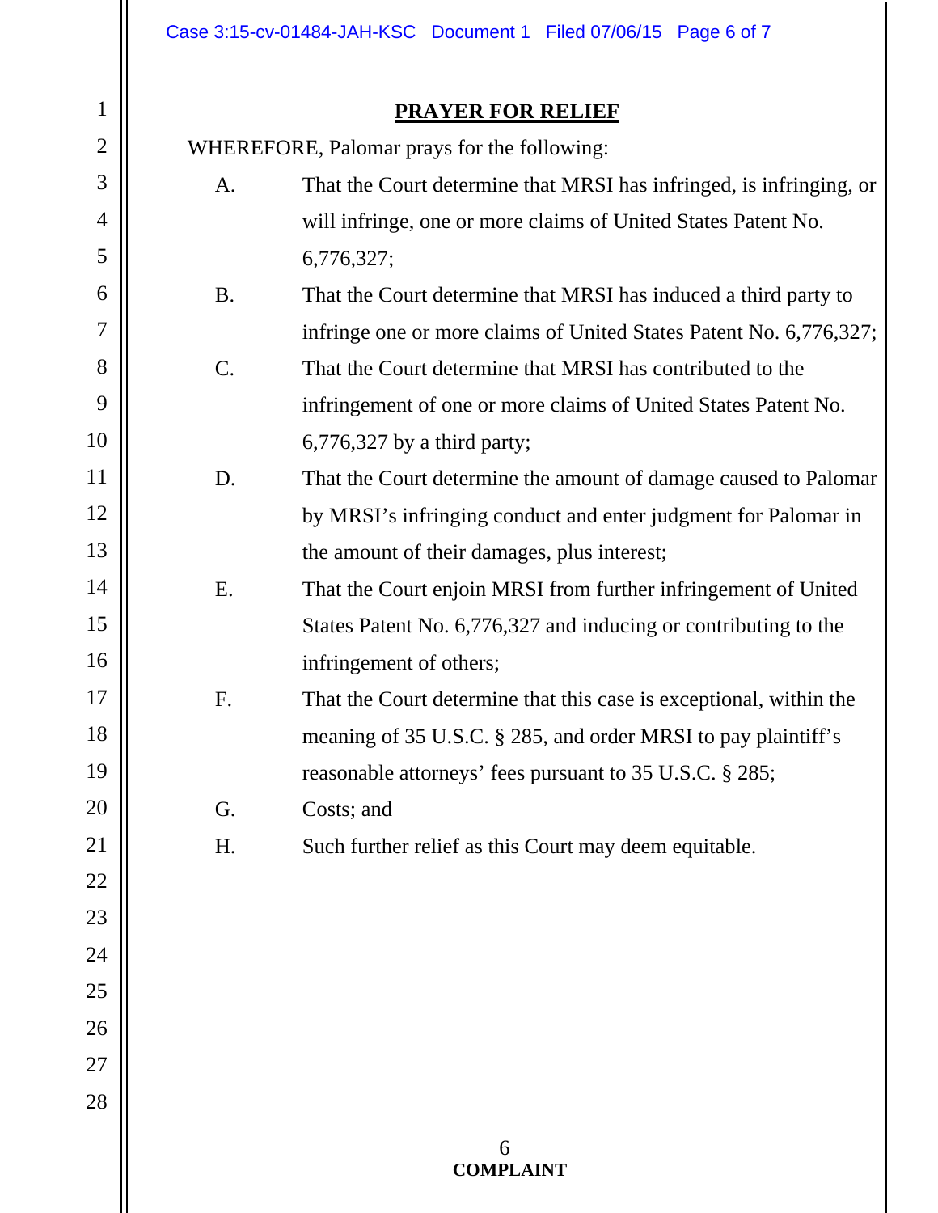## PRAYER FOR RELIEF

WHEREFORE, Palomar prays for the following:

A. That the Court determine that MRSI has infringed, is infringing, or will infringe, one or more claims of United States Patent No. 6,776,327;

B. That the Court determine that MRSI has induced a third party to infringe one or more claims of United States Patent No. 6,776,327;

C. That the Court determine that MRSI has contributed to the infringement of one or more claims of United States Patent No. 6,776,327 by a third party;

D. That the Court determine the amount of damage caused to Palomar by MRSI's infringing conduct and enter judgment for Palomar in the amount of their damages, plus interest;

E. That the Court enjoin MRSI from further infringement of United States Patent No. 6,776,327 and inducing or contributing to the infringement of others;

F. That the Court determine that this case is exceptional, within the meaning of 35 U.S.C. § 285, and order MRSI to pay plaintiff's reasonable attorneys' fees pursuant to 35 U.S.C. § 285;

G. Costs; and

H. Such further relief as this Court may deem equitable.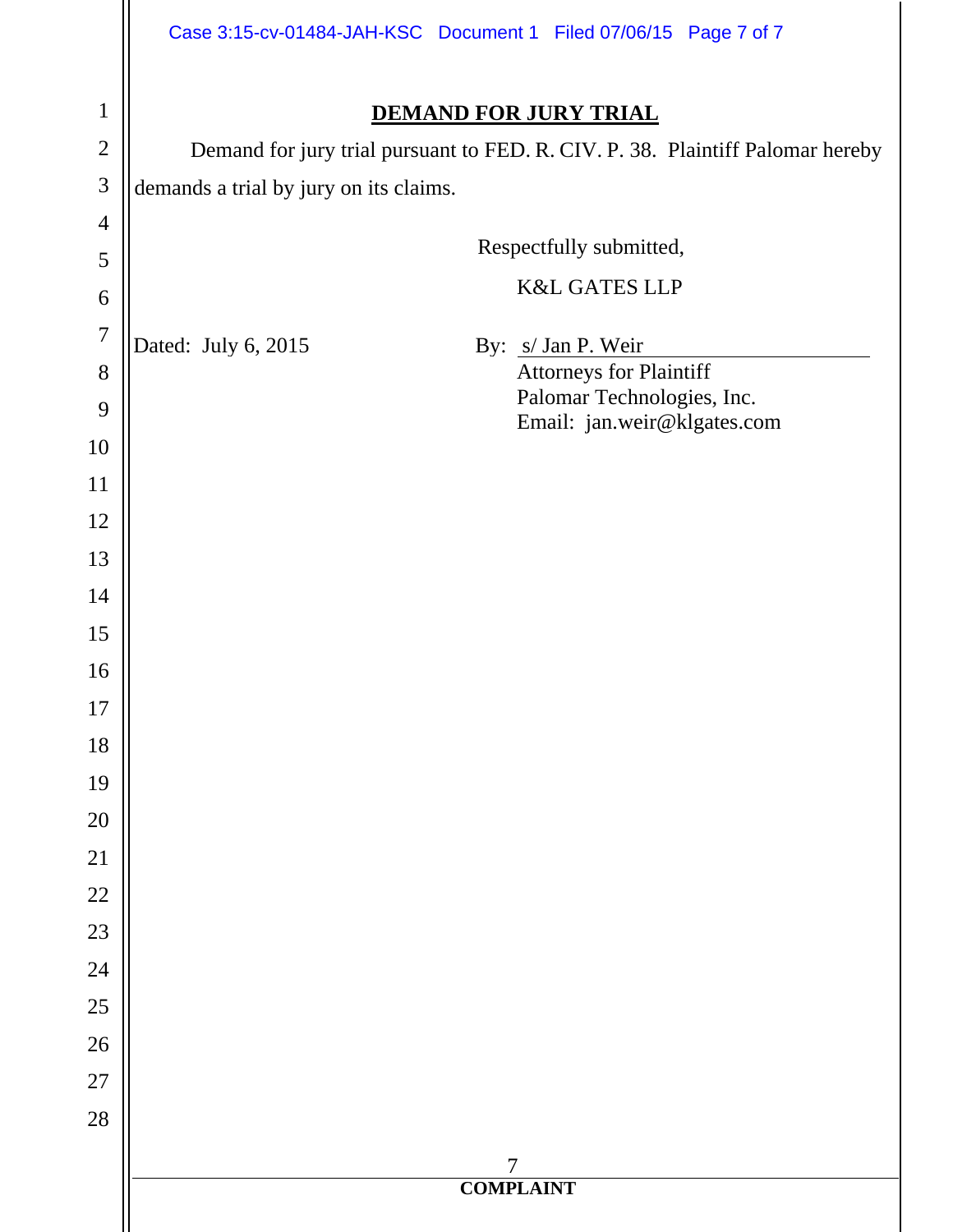## DEMAND FOR JURY TRIAL

Demand for jury trial pursuant to FED. R. CIV. P. 38. Plaintiff Palomar hereby demands a trial by jury on its claims.

Respectfully submitted,

K&L GATES LLP

Dated: July 6, 2015

By: s/ Jan P. Weir
Attorneys for Plaintiff
Palomar Technologies, Inc.
Email: jan.weir@klgates.com